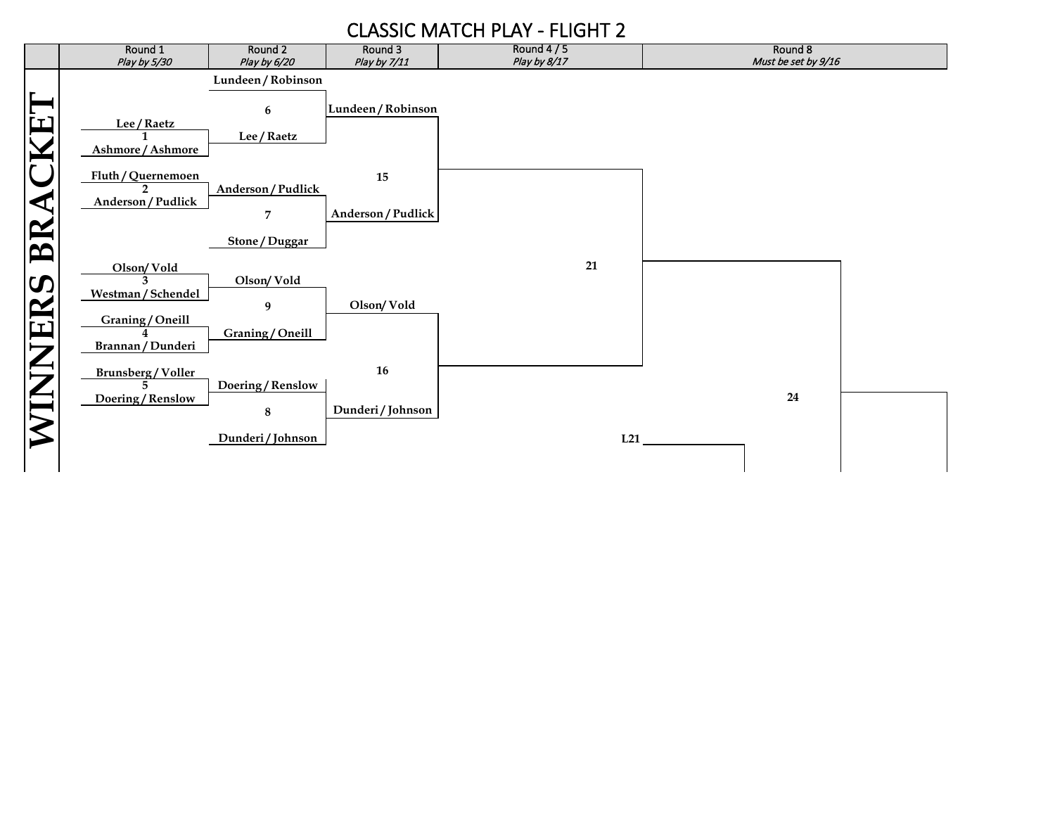# CLASSIC MATCH PLAY - FLIGHT 2

| | Round 1 | Round 2 | Round 3 | Round 4 / 5 | Round 8 |
|---|---|---|---|---|---|
| | *Play by 5/30* | *Play by 6/20* | *Play by 7/11* | *Play by 8/17* | *Must be set by 9/16* |

**WINNERS BRACKET**

**Round 1**

- Match 1: Lee / Raetz vs. Ashmore / Ashmore
- Match 2: Fluth / Quernemoen vs. Anderson / Pudlick
- Match 3: Olson/ Vold vs. Westman / Schendel
- Match 4: Graning / Oneill vs. Brannan / Dunderi
- Match 5: Brunsberg / Voller vs. Doering / Renslow

**Round 2**

- Match 6: Lundeen / Robinson vs. Lee / Raetz
- Match 7: Anderson / Pudlick vs. Stone / Duggar
- Match 9: Olson/ Vold vs. Graning / Oneill
- Match 8: Doering / Renslow vs. Dunderi / Johnson

**Round 3**

- Match 15: Lundeen / Robinson vs. Anderson / Pudlick
- Match 16: Olson/ Vold vs. Dunderi / Johnson

**Round 4 / 5**

- Match 21: Winner of 15 vs. Winner of 16

**Round 8**

- Match 24: Winner of 21 vs. L21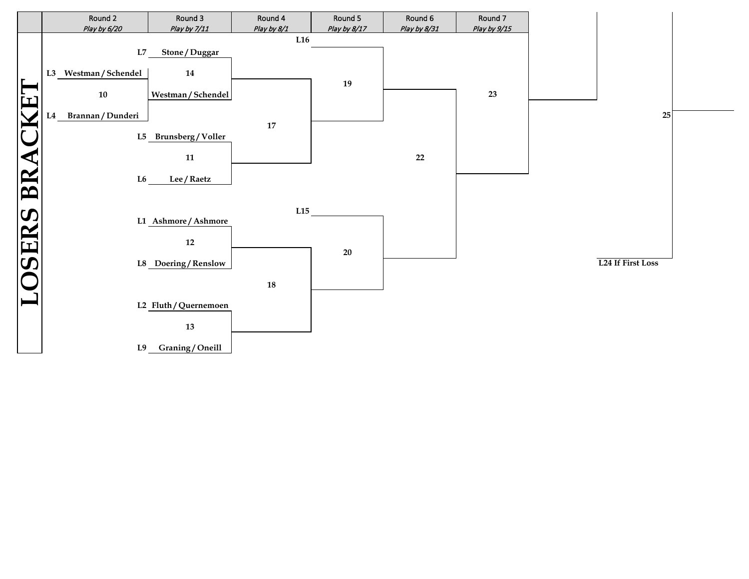# LOSERS BRACKET

| Round 2 | Round 3 | Round 4 | Round 5 | Round 6 | Round 7 |
| --- | --- | --- | --- | --- | --- |
| *Play by 6/20* | *Play by 7/11* | *Play by 8/1* | *Play by 8/17* | *Play by 8/31* | *Play by 9/15* |

L16

L7 **Stone / Duggar**

L3 **Westman / Schendel**

**14**

**10**

**Westman / Schendel**

**19**

L4 **Brannan / Dunderi**

**23**

**17**

L5 **Brunsberg / Voller**

**25**

**11**

**22**

L6 **Lee / Raetz**

L15

L1 **Ashmore / Ashmore**

**12**

**20**

L8 **Doering / Renslow**

**L24 If First Loss**

**18**

L2 **Fluth / Quernemoen**

**13**

L9 **Graning / Oneill**